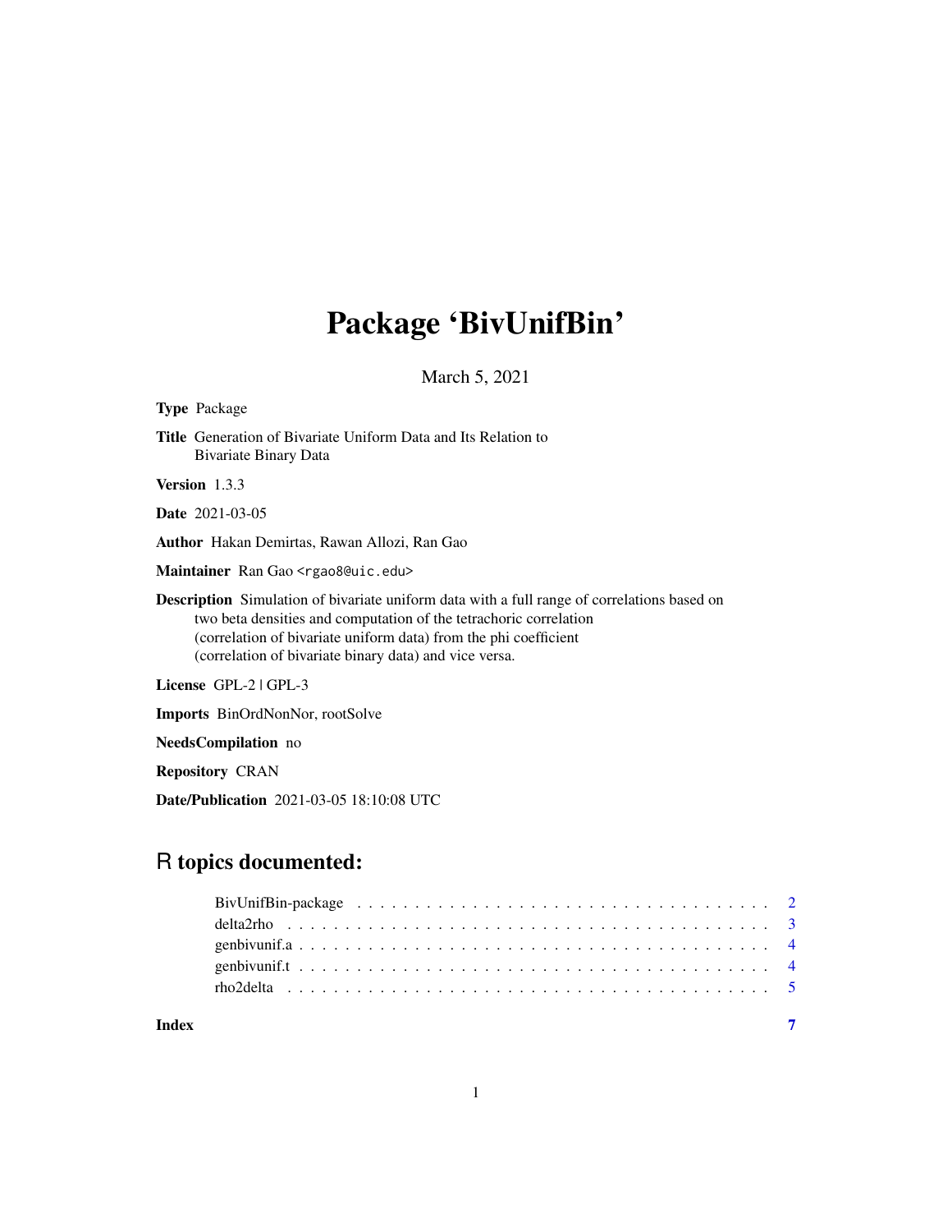# Package 'BivUnifBin'

March 5, 2021

**Type** Package

**Title** Generation of Bivariate Uniform Data and Its Relation to Bivariate Binary Data

**Version** 1.3.3

**Date** 2021-03-05

**Author** Hakan Demirtas, Rawan Allozi, Ran Gao

**Maintainer** Ran Gao <rgao8@uic.edu>

**Description** Simulation of bivariate uniform data with a full range of correlations based on two beta densities and computation of the tetrachoric correlation (correlation of bivariate uniform data) from the phi coefficient (correlation of bivariate binary data) and vice versa.

**License** GPL-2 | GPL-3

**Imports** BinOrdNonNor, rootSolve

**NeedsCompilation** no

**Repository** CRAN

**Date/Publication** 2021-03-05 18:10:08 UTC

## R topics documented:

| | |
|---|---|
| BivUnifBin-package | 2 |
| delta2rho | 3 |
| genbivunif.a | 4 |
| genbivunif.t | 4 |
| rho2delta | 5 |
| **Index** | **7** |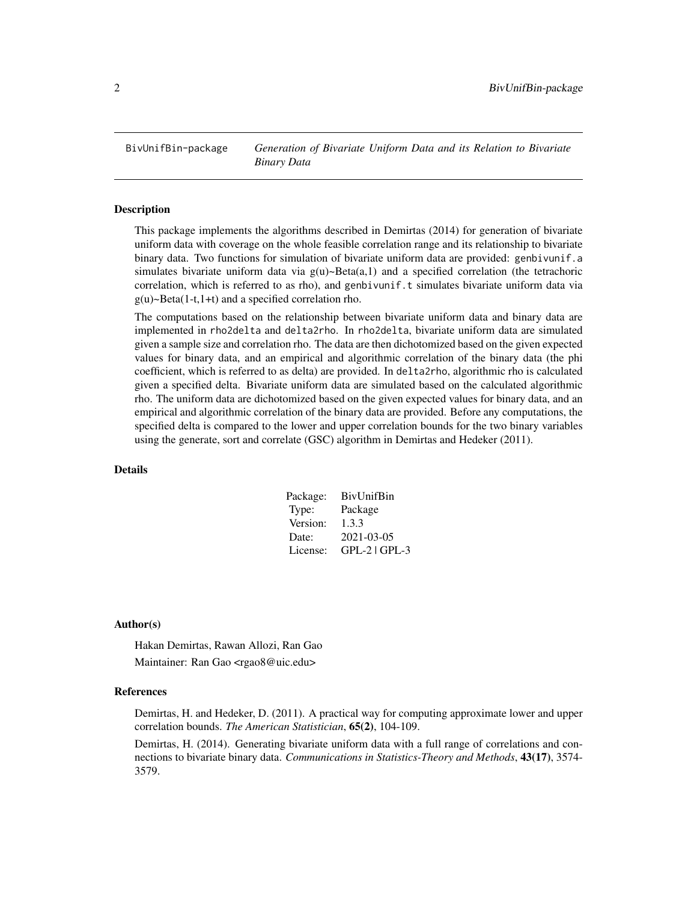BivUnifBin-package    *Generation of Bivariate Uniform Data and its Relation to Bivariate Binary Data*

## Description

This package implements the algorithms described in Demirtas (2014) for generation of bivariate uniform data with coverage on the whole feasible correlation range and its relationship to bivariate binary data. Two functions for simulation of bivariate uniform data are provided: `genbivunif.a` simulates bivariate uniform data via g(u)~Beta(a,1) and a specified correlation (the tetrachoric correlation, which is referred to as rho), and `genbivunif.t` simulates bivariate uniform data via g(u)~Beta(1-t,1+t) and a specified correlation rho.

The computations based on the relationship between bivariate uniform data and binary data are implemented in `rho2delta` and `delta2rho`. In `rho2delta`, bivariate uniform data are simulated given a sample size and correlation rho. The data are then dichotomized based on the given expected values for binary data, and an empirical and algorithmic correlation of the binary data (the phi coefficient, which is referred to as delta) are provided. In `delta2rho`, algorithmic rho is calculated given a specified delta. Bivariate uniform data are simulated based on the calculated algorithmic rho. The uniform data are dichotomized based on the given expected values for binary data, and an empirical and algorithmic correlation of the binary data are provided. Before any computations, the specified delta is compared to the lower and upper correlation bounds for the two binary variables using the generate, sort and correlate (GSC) algorithm in Demirtas and Hedeker (2011).

## Details

| | |
|---|---|
| Package: | BivUnifBin |
| Type: | Package |
| Version: | 1.3.3 |
| Date: | 2021-03-05 |
| License: | GPL-2 \| GPL-3 |

## Author(s)

Hakan Demirtas, Rawan Allozi, Ran Gao

Maintainer: Ran Gao <rgao8@uic.edu>

## References

Demirtas, H. and Hedeker, D. (2011). A practical way for computing approximate lower and upper correlation bounds. *The American Statistician*, **65(2)**, 104-109.

Demirtas, H. (2014). Generating bivariate uniform data with a full range of correlations and connections to bivariate binary data. *Communications in Statistics-Theory and Methods*, **43(17)**, 3574-3579.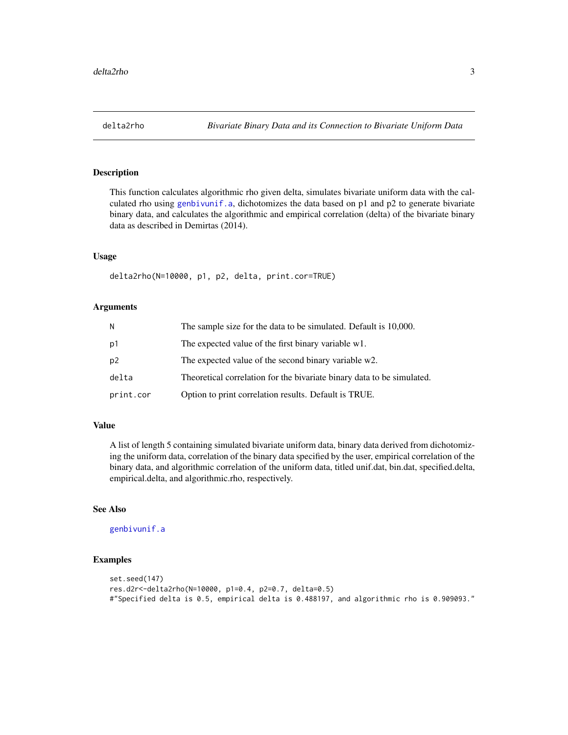# delta2rho — *Bivariate Binary Data and its Connection to Bivariate Uniform Data*

## Description

This function calculates algorithmic rho given delta, simulates bivariate uniform data with the calculated rho using genbivunif.a, dichotomizes the data based on p1 and p2 to generate bivariate binary data, and calculates the algorithmic and empirical correlation (delta) of the bivariate binary data as described in Demirtas (2014).

## Usage

```
delta2rho(N=10000, p1, p2, delta, print.cor=TRUE)
```

## Arguments

| | |
|---|---|
| N | The sample size for the data to be simulated. Default is 10,000. |
| p1 | The expected value of the first binary variable w1. |
| p2 | The expected value of the second binary variable w2. |
| delta | Theoretical correlation for the bivariate binary data to be simulated. |
| print.cor | Option to print correlation results. Default is TRUE. |

## Value

A list of length 5 containing simulated bivariate uniform data, binary data derived from dichotomizing the uniform data, correlation of the binary data specified by the user, empirical correlation of the binary data, and algorithmic correlation of the uniform data, titled unif.dat, bin.dat, specified.delta, empirical.delta, and algorithmic.rho, respectively.

## See Also

genbivunif.a

## Examples

```
set.seed(147)
res.d2r<-delta2rho(N=10000, p1=0.4, p2=0.7, delta=0.5)
#"Specified delta is 0.5, empirical delta is 0.488197, and algorithmic rho is 0.909093."
```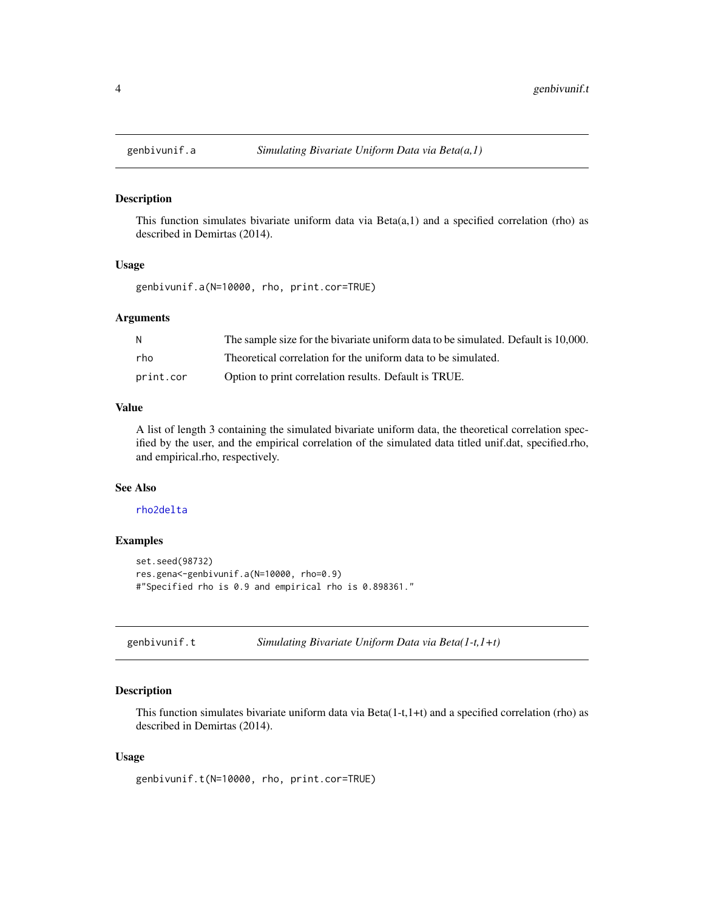## genbivunif.a — *Simulating Bivariate Uniform Data via Beta(a,1)*

### Description

This function simulates bivariate uniform data via Beta(a,1) and a specified correlation (rho) as described in Demirtas (2014).

### Usage

```
genbivunif.a(N=10000, rho, print.cor=TRUE)
```

### Arguments

| | |
|---|---|
| N | The sample size for the bivariate uniform data to be simulated. Default is 10,000. |
| rho | Theoretical correlation for the uniform data to be simulated. |
| print.cor | Option to print correlation results. Default is TRUE. |

### Value

A list of length 3 containing the simulated bivariate uniform data, the theoretical correlation specified by the user, and the empirical correlation of the simulated data titled unif.dat, specified.rho, and empirical.rho, respectively.

### See Also

rho2delta

### Examples

```
set.seed(98732)
res.gena<-genbivunif.a(N=10000, rho=0.9)
#"Specified rho is 0.9 and empirical rho is 0.898361."
```

## genbivunif.t — *Simulating Bivariate Uniform Data via Beta(1-t,1+t)*

### Description

This function simulates bivariate uniform data via Beta(1-t,1+t) and a specified correlation (rho) as described in Demirtas (2014).

### Usage

```
genbivunif.t(N=10000, rho, print.cor=TRUE)
```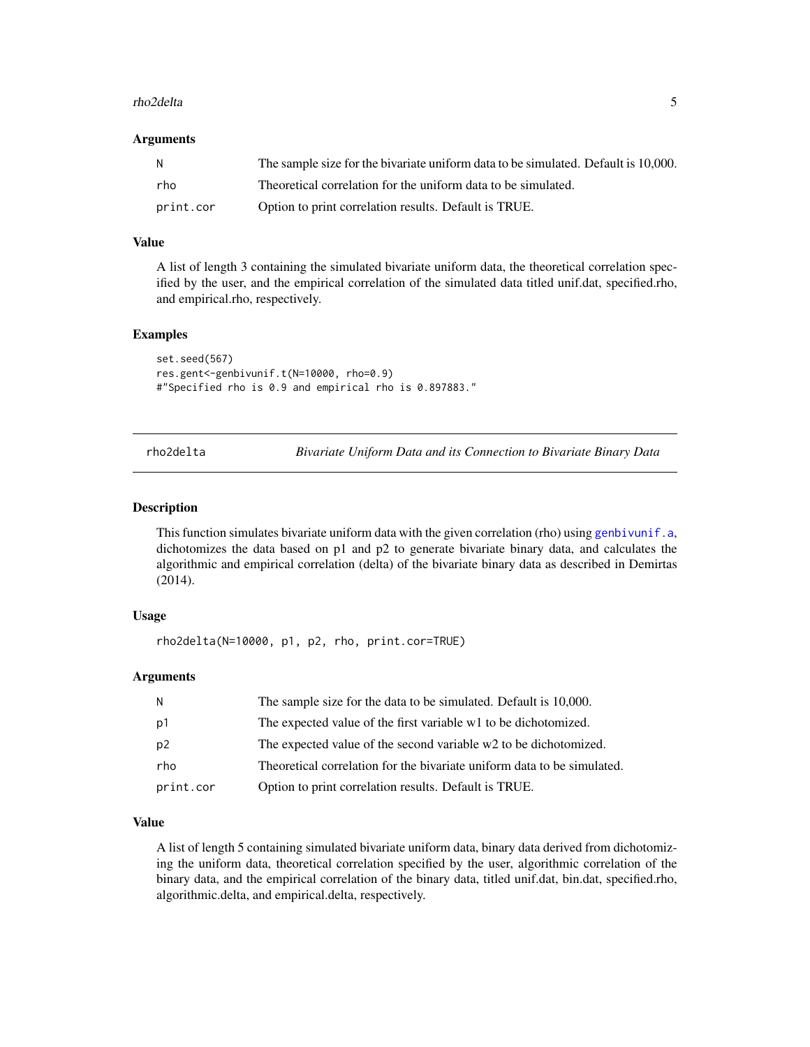### Arguments

| | |
|---|---|
| N | The sample size for the bivariate uniform data to be simulated. Default is 10,000. |
| rho | Theoretical correlation for the uniform data to be simulated. |
| print.cor | Option to print correlation results. Default is TRUE. |

### Value

A list of length 3 containing the simulated bivariate uniform data, the theoretical correlation specified by the user, and the empirical correlation of the simulated data titled unif.dat, specified.rho, and empirical.rho, respectively.

### Examples

```
set.seed(567)
res.gent<-genbivunif.t(N=10000, rho=0.9)
#"Specified rho is 0.9 and empirical rho is 0.897883."
```

---

## rho2delta — *Bivariate Uniform Data and its Connection to Bivariate Binary Data*

### Description

This function simulates bivariate uniform data with the given correlation (rho) using genbivunif.a, dichotomizes the data based on p1 and p2 to generate bivariate binary data, and calculates the algorithmic and empirical correlation (delta) of the bivariate binary data as described in Demirtas (2014).

### Usage

```
rho2delta(N=10000, p1, p2, rho, print.cor=TRUE)
```

### Arguments

| | |
|---|---|
| N | The sample size for the data to be simulated. Default is 10,000. |
| p1 | The expected value of the first variable w1 to be dichotomized. |
| p2 | The expected value of the second variable w2 to be dichotomized. |
| rho | Theoretical correlation for the bivariate uniform data to be simulated. |
| print.cor | Option to print correlation results. Default is TRUE. |

### Value

A list of length 5 containing simulated bivariate uniform data, binary data derived from dichotomizing the uniform data, theoretical correlation specified by the user, algorithmic correlation of the binary data, and the empirical correlation of the binary data, titled unif.dat, bin.dat, specified.rho, algorithmic.delta, and empirical.delta, respectively.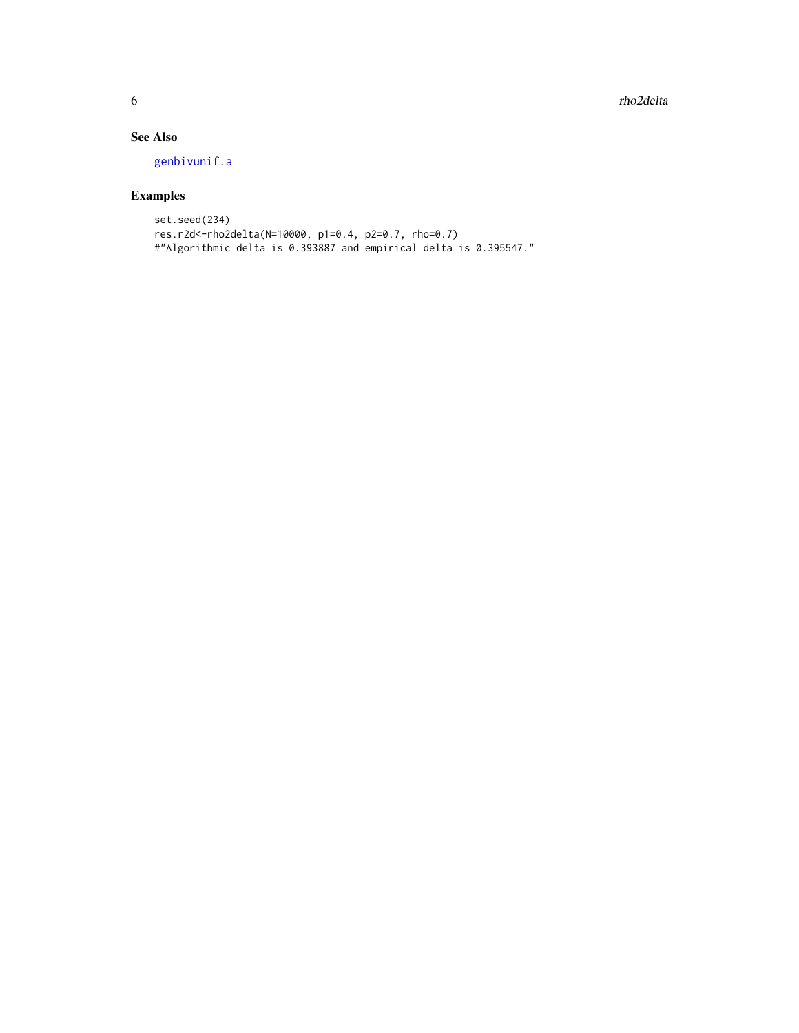## See Also

genbivunif.a

## Examples

```
set.seed(234)
res.r2d<-rho2delta(N=10000, p1=0.4, p2=0.7, rho=0.7)
#"Algorithmic delta is 0.393887 and empirical delta is 0.395547."
```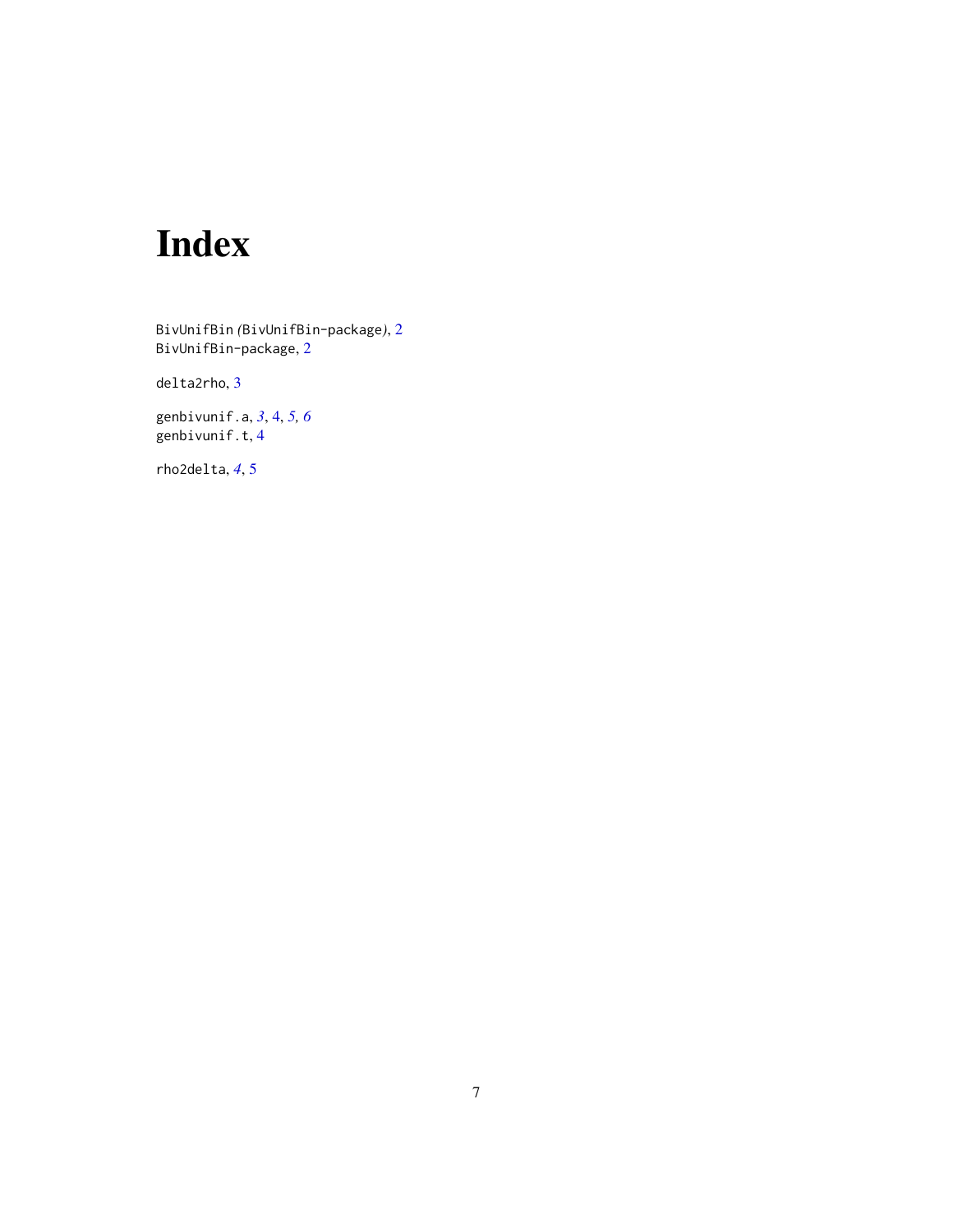# Index

BivUnifBin (BivUnifBin-package), 2
BivUnifBin-package, 2

delta2rho, 3

genbivunif.a, *3*, 4, *5, 6*
genbivunif.t, 4

rho2delta, *4*, 5